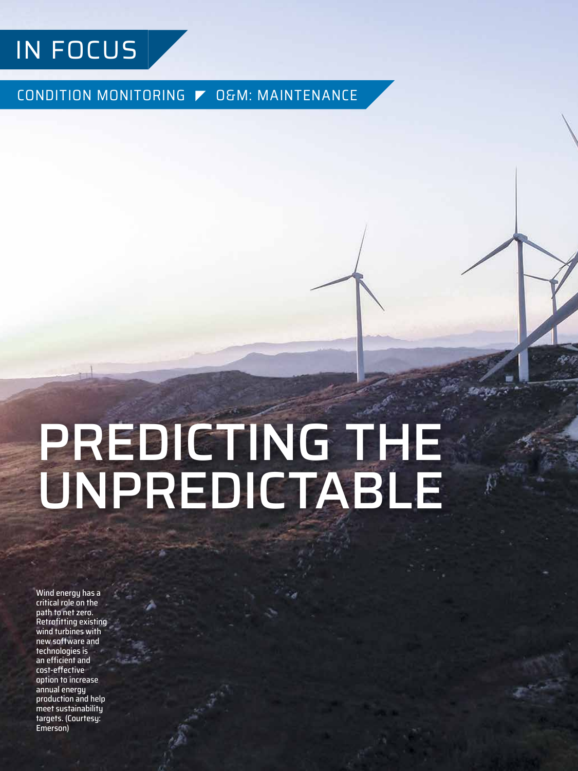IN FOCUS

CONDITION MONITORING ◤ O&M: MAINTENANCE

# PREDICTING THE UNPREDICTABLE

Wind energy has a critical role on the path to net zero. Retrofitting existing wind turbines with new software and technologies is an efficient and cost-effective option to increase annual energy production and help meet sustainability targets. (Courtesy: Emerson)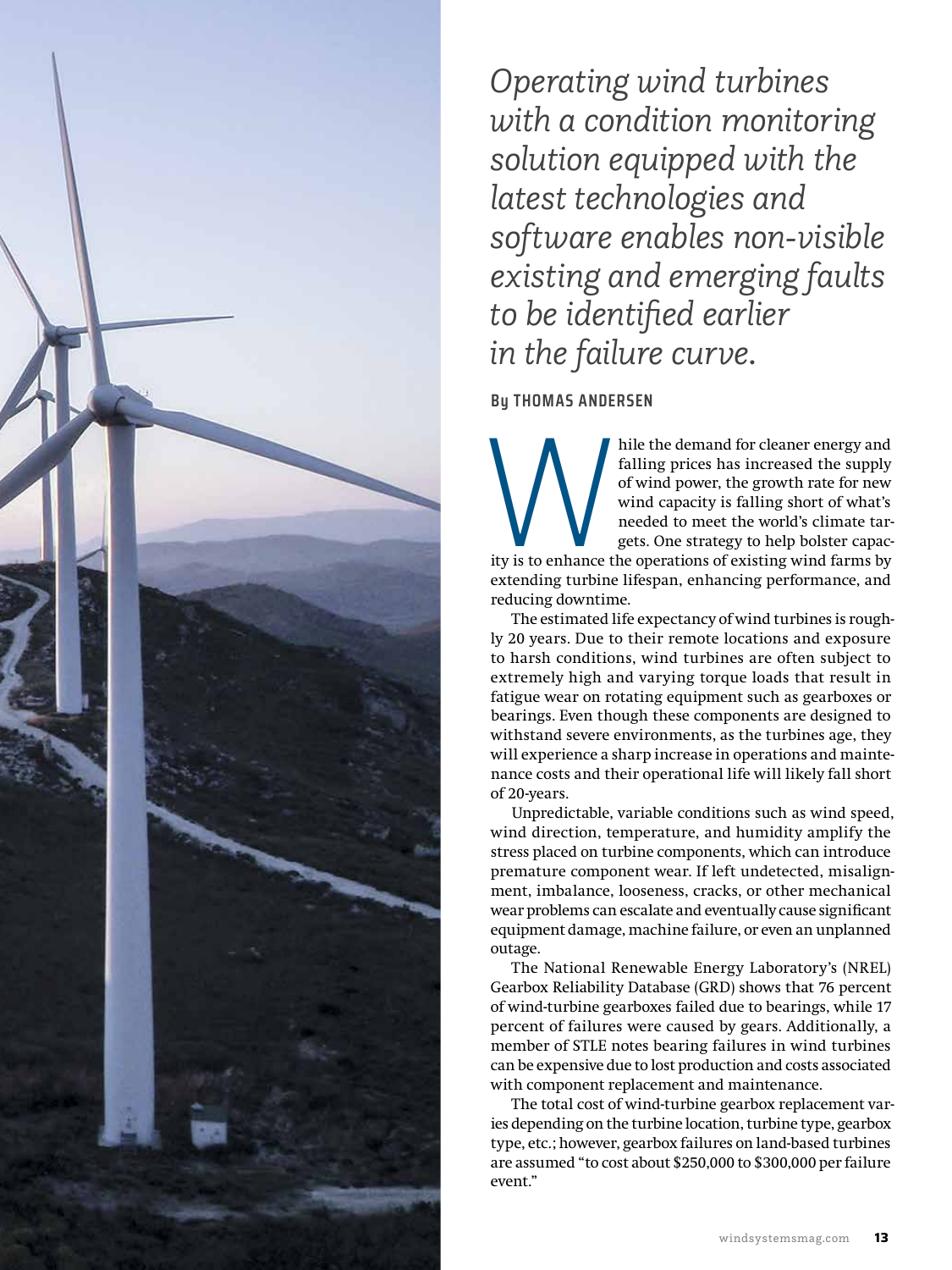*Operating wind turbines with a condition monitoring solution equipped with the latest technologies and software enables non-visible existing and emerging faults to be identified earlier in the failure curve.*

**By THOMAS ANDERSEN**

While the demand for cleaner energy and falling prices has increased the supply of wind power, the growth rate for new wind capacity is falling short of what's needed to meet the world's climate targets. One strategy to help bolster capacity is to enhance the operations of existing wind farms by extending turbine lifespan, enhancing performance, and reducing downtime.

The estimated life expectancy of wind turbines is roughly 20 years. Due to their remote locations and exposure to harsh conditions, wind turbines are often subject to extremely high and varying torque loads that result in fatigue wear on rotating equipment such as gearboxes or bearings. Even though these components are designed to withstand severe environments, as the turbines age, they will experience a sharp increase in operations and maintenance costs and their operational life will likely fall short of 20-years.

Unpredictable, variable conditions such as wind speed, wind direction, temperature, and humidity amplify the stress placed on turbine components, which can introduce premature component wear. If left undetected, misalignment, imbalance, looseness, cracks, or other mechanical wear problems can escalate and eventually cause significant equipment damage, machine failure, or even an unplanned outage.

The National Renewable Energy Laboratory's (NREL) Gearbox Reliability Database (GRD) shows that 76 percent of wind-turbine gearboxes failed due to bearings, while 17 percent of failures were caused by gears. Additionally, a member of STLE notes bearing failures in wind turbines can be expensive due to lost production and costs associated with component replacement and maintenance.

The total cost of wind-turbine gearbox replacement varies depending on the turbine location, turbine type, gearbox type, etc.; however, gearbox failures on land-based turbines are assumed "to cost about $250,000 to $300,000 per failure event."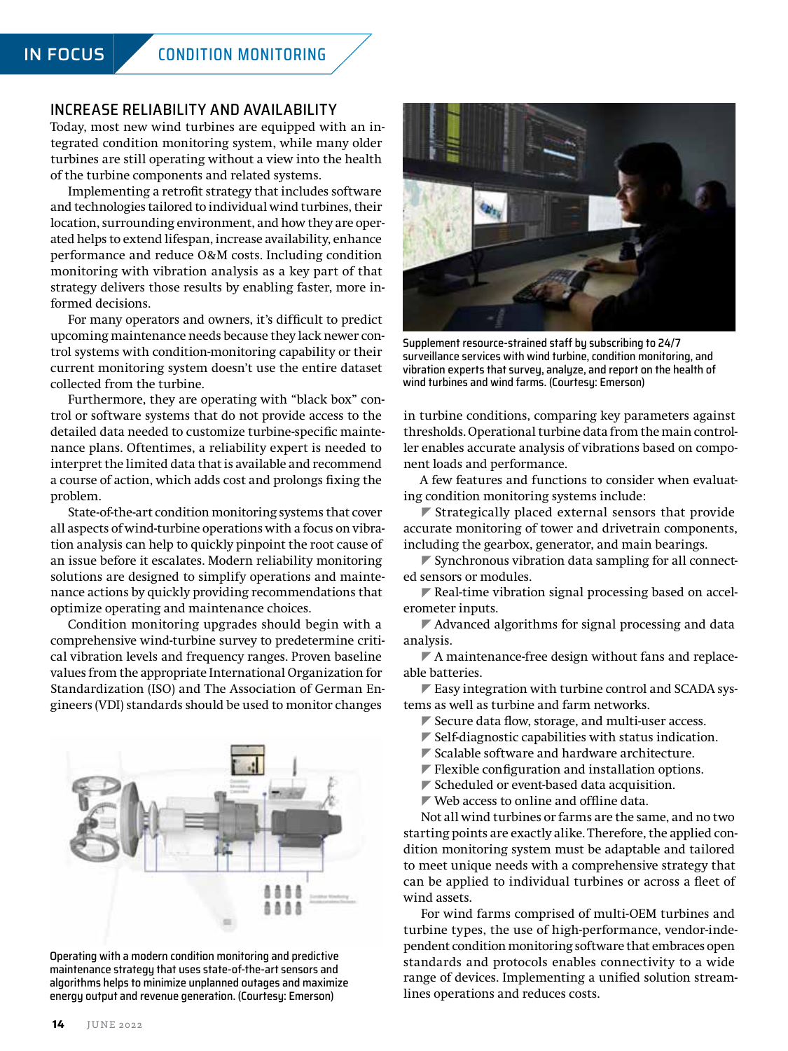## INCREASE RELIABILITY AND AVAILABILITY

Today, most new wind turbines are equipped with an integrated condition monitoring system, while many older turbines are still operating without a view into the health of the turbine components and related systems.

Implementing a retrofit strategy that includes software and technologies tailored to individual wind turbines, their location, surrounding environment, and how they are operated helps to extend lifespan, increase availability, enhance performance and reduce O&M costs. Including condition monitoring with vibration analysis as a key part of that strategy delivers those results by enabling faster, more informed decisions.

For many operators and owners, it's difficult to predict upcoming maintenance needs because they lack newer control systems with condition-monitoring capability or their current monitoring system doesn't use the entire dataset collected from the turbine.

Furthermore, they are operating with "black box" control or software systems that do not provide access to the detailed data needed to customize turbine-specific maintenance plans. Oftentimes, a reliability expert is needed to interpret the limited data that is available and recommend a course of action, which adds cost and prolongs fixing the problem.

State-of-the-art condition monitoring systems that cover all aspects of wind-turbine operations with a focus on vibration analysis can help to quickly pinpoint the root cause of an issue before it escalates. Modern reliability monitoring solutions are designed to simplify operations and maintenance actions by quickly providing recommendations that optimize operating and maintenance choices.

Condition monitoring upgrades should begin with a comprehensive wind-turbine survey to predetermine critical vibration levels and frequency ranges. Proven baseline values from the appropriate International Organization for Standardization (ISO) and The Association of German Engineers (VDI) standards should be used to monitor changes in turbine conditions, comparing key parameters against thresholds. Operational turbine data from the main controller enables accurate analysis of vibrations based on component loads and performance.

Operating with a modern condition monitoring and predictive maintenance strategy that uses state-of-the-art sensors and algorithms helps to minimize unplanned outages and maximize energy output and revenue generation. (Courtesy: Emerson)

Supplement resource-strained staff by subscribing to 24/7 surveillance services with wind turbine, condition monitoring, and vibration experts that survey, analyze, and report on the health of wind turbines and wind farms. (Courtesy: Emerson)

A few features and functions to consider when evaluating condition monitoring systems include:

- Strategically placed external sensors that provide accurate monitoring of tower and drivetrain components, including the gearbox, generator, and main bearings.
- Synchronous vibration data sampling for all connected sensors or modules.
- Real-time vibration signal processing based on accelerometer inputs.
- Advanced algorithms for signal processing and data analysis.
- A maintenance-free design without fans and replaceable batteries.
- Easy integration with turbine control and SCADA systems as well as turbine and farm networks.
- Secure data flow, storage, and multi-user access.
- Self-diagnostic capabilities with status indication.
- Scalable software and hardware architecture.
- Flexible configuration and installation options.
- Scheduled or event-based data acquisition.
- Web access to online and offline data.

Not all wind turbines or farms are the same, and no two starting points are exactly alike. Therefore, the applied condition monitoring system must be adaptable and tailored to meet unique needs with a comprehensive strategy that can be applied to individual turbines or across a fleet of wind assets.

For wind farms comprised of multi-OEM turbines and turbine types, the use of high-performance, vendor-independent condition monitoring software that embraces open standards and protocols enables connectivity to a wide range of devices. Implementing a unified solution streamlines operations and reduces costs.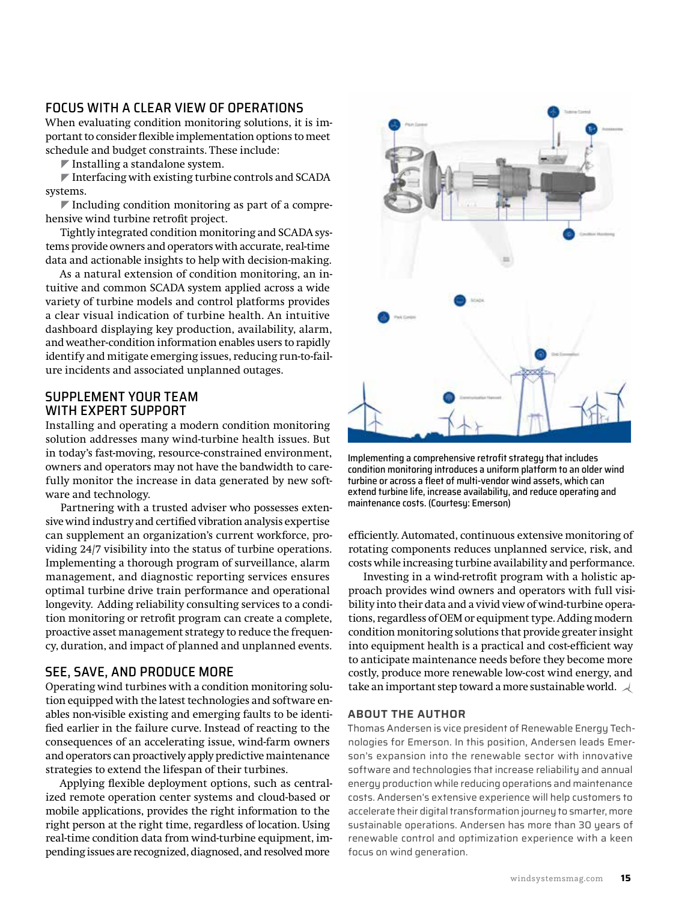## FOCUS WITH A CLEAR VIEW OF OPERATIONS

When evaluating condition monitoring solutions, it is important to consider flexible implementation options to meet schedule and budget constraints. These include:

- Installing a standalone system.
- Interfacing with existing turbine controls and SCADA systems.
- Including condition monitoring as part of a comprehensive wind turbine retrofit project.

Tightly integrated condition monitoring and SCADA systems provide owners and operators with accurate, real-time data and actionable insights to help with decision-making.

As a natural extension of condition monitoring, an intuitive and common SCADA system applied across a wide variety of turbine models and control platforms provides a clear visual indication of turbine health. An intuitive dashboard displaying key production, availability, alarm, and weather-condition information enables users to rapidly identify and mitigate emerging issues, reducing run-to-failure incidents and associated unplanned outages.

## SUPPLEMENT YOUR TEAM WITH EXPERT SUPPORT

Installing and operating a modern condition monitoring solution addresses many wind-turbine health issues. But in today's fast-moving, resource-constrained environment, owners and operators may not have the bandwidth to carefully monitor the increase in data generated by new software and technology.

Partnering with a trusted adviser who possesses extensive wind industry and certified vibration analysis expertise can supplement an organization's current workforce, providing 24/7 visibility into the status of turbine operations. Implementing a thorough program of surveillance, alarm management, and diagnostic reporting services ensures optimal turbine drive train performance and operational longevity. Adding reliability consulting services to a condition monitoring or retrofit program can create a complete, proactive asset management strategy to reduce the frequency, duration, and impact of planned and unplanned events.

## SEE, SAVE, AND PRODUCE MORE

Operating wind turbines with a condition monitoring solution equipped with the latest technologies and software enables non-visible existing and emerging faults to be identified earlier in the failure curve. Instead of reacting to the consequences of an accelerating issue, wind-farm owners and operators can proactively apply predictive maintenance strategies to extend the lifespan of their turbines.

Applying flexible deployment options, such as centralized remote operation center systems and cloud-based or mobile applications, provides the right information to the right person at the right time, regardless of location. Using real-time condition data from wind-turbine equipment, impending issues are recognized, diagnosed, and resolved more efficiently. Automated, continuous extensive monitoring of rotating components reduces unplanned service, risk, and costs while increasing turbine availability and performance.

Investing in a wind-retrofit program with a holistic approach provides wind owners and operators with full visibility into their data and a vivid view of wind-turbine operations, regardless of OEM or equipment type. Adding modern condition monitoring solutions that provide greater insight into equipment health is a practical and cost-efficient way to anticipate maintenance needs before they become more costly, produce more renewable low-cost wind energy, and take an important step toward a more sustainable world.

Implementing a comprehensive retrofit strategy that includes condition monitoring introduces a uniform platform to an older wind turbine or across a fleet of multi-vendor wind assets, which can extend turbine life, increase availability, and reduce operating and maintenance costs. (Courtesy: Emerson)

### ABOUT THE AUTHOR

Thomas Andersen is vice president of Renewable Energy Technologies for Emerson. In this position, Andersen leads Emerson's expansion into the renewable sector with innovative software and technologies that increase reliability and annual energy production while reducing operations and maintenance costs. Andersen's extensive experience will help customers to accelerate their digital transformation journey to smarter, more sustainable operations. Andersen has more than 30 years of renewable control and optimization experience with a keen focus on wind generation.